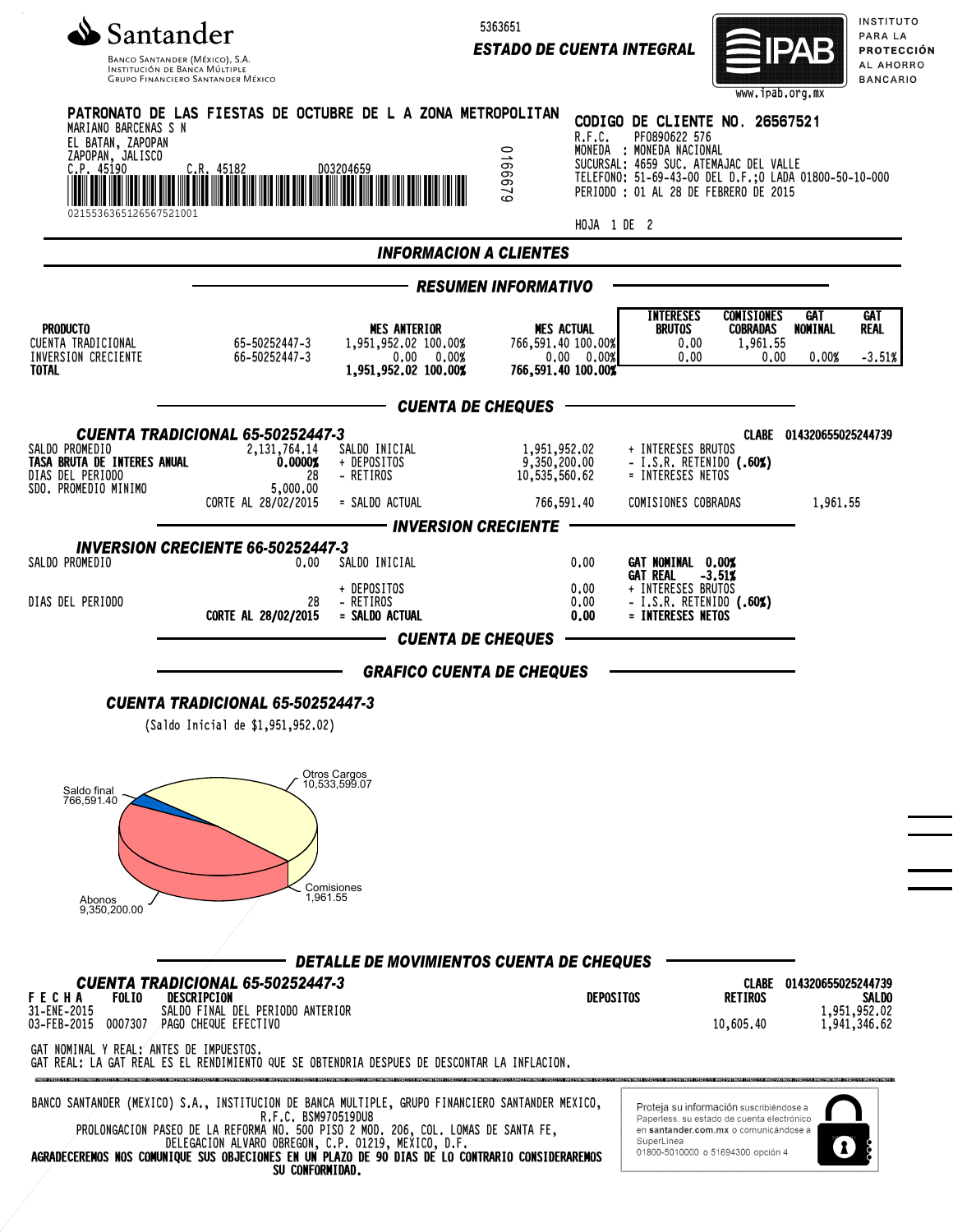# Santander

Banco Santander (México), S.A.
Institución de Banca Múltiple
Grupo Financiero Santander México

5363651

**ESTADO DE CUENTA INTEGRAL**

IPAB — INSTITUTO PARA LA PROTECCIÓN AL AHORRO BANCARIO
www.ipab.org.mx

**PATRONATO DE LAS FIESTAS DE OCTUBRE DE L A ZONA METROPOLITAN**
MARIANO BARCENAS S N
EL BATAN, ZAPOPAN
ZAPOPAN, JALISCO
C.P. 45190 C.R. 45182 D03204659

021553636512656752100l

0166679

**CODIGO DE CLIENTE NO. 26567521**
R.F.C. PF0890622 576
MONEDA : MONEDA NACIONAL
SUCURSAL: 4659 SUC. ATEMAJAC DEL VALLE
TELEFONO: 51-69-43-00 DEL D.F.;O LADA 01800-50-10-000
PERIODO : 01 AL 28 DE FEBRERO DE 2015

HOJA 1 DE 2

## INFORMACION A CLIENTES

### RESUMEN INFORMATIVO

| PRODUCTO | | MES ANTERIOR | | MES ACTUAL | | INTERESES BRUTOS | COMISIONES COBRADAS | GAT NOMINAL | GAT REAL |
|---|---|---|---|---|---|---|---|---|---|
| CUENTA TRADICIONAL | 65-50252447-3 | 1,951,952.02 | 100.00% | 766,591.40 | 100.00% | 0.00 | 1,961.55 | | |
| INVERSION CRECIENTE | 66-50252447-3 | 0.00 | 0.00% | 0.00 | 0.00% | 0.00 | 0.00 | 0.00% | -3.51% |
| **TOTAL** | | **1,951,952.02** | **100.00%** | **766,591.40** | **100.00%** | | | | |

### CUENTA DE CHEQUES

**CUENTA TRADICIONAL 65-50252447-3** — CLABE 014320655025244739

| | | | | | |
|---|---|---|---|---|---|
| SALDO PROMEDIO | 2,131,764.14 | SALDO INICIAL | 1,951,952.02 | + INTERESES BRUTOS | |
| **TASA BRUTA DE INTERES ANUAL** | **0.0000%** | + DEPOSITOS | 9,350,200.00 | - I.S.R. RETENIDO **(.60%)** | |
| DIAS DEL PERIODO | 28 | - RETIROS | 10,535,560.62 | = INTERESES NETOS | |
| SDO. PROMEDIO MINIMO | 5,000.00 | | | | |
| | CORTE AL 28/02/2015 | = SALDO ACTUAL | 766,591.40 | COMISIONES COBRADAS | 1,961.55 |

### INVERSION CRECIENTE

**INVERSION CRECIENTE 66-50252447-3**

| | | | | | |
|---|---|---|---|---|---|
| SALDO PROMEDIO | 0.00 | SALDO INICIAL | 0.00 | **GAT NOMINAL 0.00%** | |
| | | | | **GAT REAL -3.51%** | |
| | | + DEPOSITOS | 0.00 | + INTERESES BRUTOS | |
| DIAS DEL PERIODO | 28 | - RETIROS | 0.00 | - I.S.R. RETENIDO **(.60%)** | |
| | **CORTE AL 28/02/2015** | **= SALDO ACTUAL** | **0.00** | **= INTERESES NETOS** | |

### CUENTA DE CHEQUES

### GRAFICO CUENTA DE CHEQUES

**CUENTA TRADICIONAL 65-50252447-3**

(Saldo Inicial de $1,951,952.02)

Saldo final 766,591.40
Otros Cargos 10,533,599.07
Comisiones 1,961.55
Abonos 9,350,200.00

### DETALLE DE MOVIMIENTOS CUENTA DE CHEQUES

**CUENTA TRADICIONAL 65-50252447-3** — CLABE 014320655025244739

| FECHA | FOLIO | DESCRIPCION | DEPOSITOS | RETIROS | SALDO |
|---|---|---|---|---|---|
| 31-ENE-2015 | | SALDO FINAL DEL PERIODO ANTERIOR | | | 1,951,952.02 |
| 03-FEB-2015 | 0007307 | PAGO CHEQUE EFECTIVO | | 10,605.40 | 1,941,346.62 |

GAT NOMINAL Y REAL: ANTES DE IMPUESTOS.
GAT REAL: LA GAT REAL ES EL RENDIMIENTO QUE SE OBTENDRIA DESPUES DE DESCONTAR LA INFLACION.

BANCO SANTANDER (MEXICO) S.A., INSTITUCION DE BANCA MULTIPLE, GRUPO FINANCIERO SANTANDER MEXICO,
R.F.C. BSM970519DU8
PROLONGACION PASEO DE LA REFORMA NO. 500 PISO 2 MOD. 206, COL. LOMAS DE SANTA FE,
DELEGACION ALVARO OBREGON, C.P. 01219, MEXICO, D.F.
**AGRADECEREMOS NOS COMUNIQUE SUS OBJECIONES EN UN PLAZO DE 90 DIAS DE LO CONTRARIO CONSIDERAREMOS SU CONFORMIDAD.**

Proteja su información suscribiéndose a Paperless, su estado de cuenta electrónico en **santander.com.mx** o comunicándose a SuperLínea 01800-5010000 o 51694300 opción 4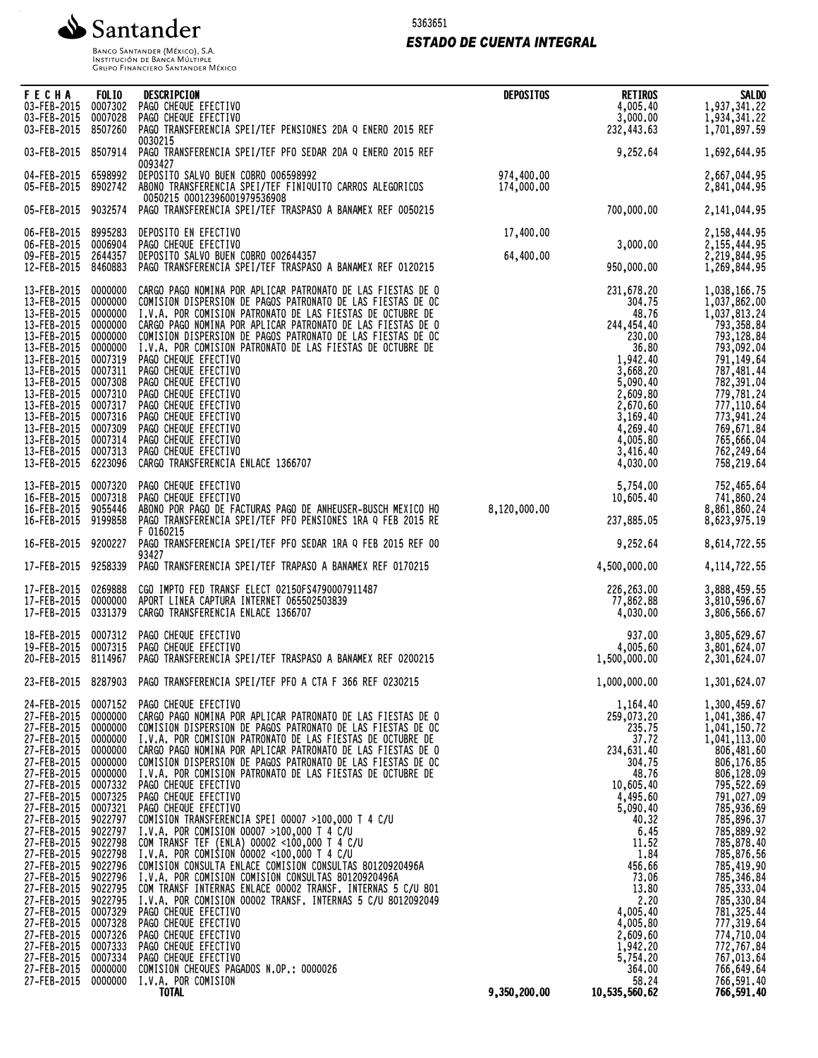**Santander**

Banco Santander (México), S.A.
Institución de Banca Múltiple
Grupo Financiero Santander México

5363651

***ESTADO DE CUENTA INTEGRAL***

| FECHA | FOLIO | DESCRIPCION | DEPOSITOS | RETIROS | SALDO |
|---|---|---|---|---|---|
| 03-FEB-2015 | 0007302 | PAGO CHEQUE EFECTIVO | | 4,005.40 | 1,937,341.22 |
| 03-FEB-2015 | 0007028 | PAGO CHEQUE EFECTIVO | | 3,000.00 | 1,934,341.22 |
| 03-FEB-2015 | 8507260 | PAGO TRANSFERENCIA SPEI/TEF PENSIONES 2DA Q ENERO 2015 REF 0030215 | | 232,443.63 | 1,701,897.59 |
| 03-FEB-2015 | 8507914 | PAGO TRANSFERENCIA SPEI/TEF PFO SEDAR 2DA Q ENERO 2015 REF 0093427 | | 9,252.64 | 1,692,644.95 |
| 04-FEB-2015 | 6598992 | DEPOSITO SALVO BUEN COBRO 006598992 | 974,400.00 | | 2,667,044.95 |
| 05-FEB-2015 | 8902742 | ABONO TRANSFERENCIA SPEI/TEF FINIQUITO CARROS ALEGORICOS 0050215 00012396001979536908 | 174,000.00 | | 2,841,044.95 |
| 05-FEB-2015 | 9032574 | PAGO TRANSFERENCIA SPEI/TEF TRASPASO A BANAMEX REF 0050215 | | 700,000.00 | 2,141,044.95 |
| 06-FEB-2015 | 8995283 | DEPOSITO EN EFECTIVO | 17,400.00 | | 2,158,444.95 |
| 06-FEB-2015 | 0006904 | PAGO CHEQUE EFECTIVO | | 3,000.00 | 2,155,444.95 |
| 09-FEB-2015 | 2644357 | DEPOSITO SALVO BUEN COBRO 002644357 | 64,400.00 | | 2,219,844.95 |
| 12-FEB-2015 | 8460883 | PAGO TRANSFERENCIA SPEI/TEF TRASPASO A BANAMEX REF 0120215 | | 950,000.00 | 1,269,844.95 |
| 13-FEB-2015 | 0000000 | CARGO PAGO NOMINA POR APLICAR PATRONATO DE LAS FIESTAS DE O | | 231,678.20 | 1,038,166.75 |
| 13-FEB-2015 | 0000000 | COMISION DISPERSION DE PAGOS PATRONATO DE LAS FIESTAS DE OC | | 304.75 | 1,037,862.00 |
| 13-FEB-2015 | 0000000 | I.V.A. POR COMISION PATRONATO DE LAS FIESTAS DE OCTUBRE DE | | 48.76 | 1,037,813.24 |
| 13-FEB-2015 | 0000000 | CARGO PAGO NOMINA POR APLICAR PATRONATO DE LAS FIESTAS DE O | | 244,454.40 | 793,358.84 |
| 13-FEB-2015 | 0000000 | COMISION DISPERSION DE PAGOS PATRONATO DE LAS FIESTAS DE OC | | 230.00 | 793,128.84 |
| 13-FEB-2015 | 0000000 | I.V.A. POR COMISION PATRONATO DE LAS FIESTAS DE OCTUBRE DE | | 36.80 | 793,092.04 |
| 13-FEB-2015 | 0007319 | PAGO CHEQUE EFECTIVO | | 1,942.40 | 791,149.64 |
| 13-FEB-2015 | 0007311 | PAGO CHEQUE EFECTIVO | | 3,668.20 | 787,481.44 |
| 13-FEB-2015 | 0007308 | PAGO CHEQUE EFECTIVO | | 5,090.40 | 782,391.04 |
| 13-FEB-2015 | 0007310 | PAGO CHEQUE EFECTIVO | | 2,609.80 | 779,781.24 |
| 13-FEB-2015 | 0007317 | PAGO CHEQUE EFECTIVO | | 2,670.60 | 777,110.64 |
| 13-FEB-2015 | 0007316 | PAGO CHEQUE EFECTIVO | | 3,169.40 | 773,941.24 |
| 13-FEB-2015 | 0007309 | PAGO CHEQUE EFECTIVO | | 4,269.40 | 769,671.84 |
| 13-FEB-2015 | 0007314 | PAGO CHEQUE EFECTIVO | | 4,005.80 | 765,666.04 |
| 13-FEB-2015 | 0007313 | PAGO CHEQUE EFECTIVO | | 3,416.40 | 762,249.64 |
| 13-FEB-2015 | 6223096 | CARGO TRANSFERENCIA ENLACE 1366707 | | 4,030.00 | 758,219.64 |
| 13-FEB-2015 | 0007320 | PAGO CHEQUE EFECTIVO | | 5,754.00 | 752,465.64 |
| 16-FEB-2015 | 0007318 | PAGO CHEQUE EFECTIVO | | 10,605.40 | 741,860.24 |
| 16-FEB-2015 | 9055446 | ABONO POR PAGO DE FACTURAS PAGO DE ANHEUSER-BUSCH MEXICO HO | 8,120,000.00 | | 8,861,860.24 |
| 16-FEB-2015 | 9199858 | PAGO TRANSFERENCIA SPEI/TEF PFO PENSIONES 1RA Q FEB 2015 RE F 0160215 | | 237,885.05 | 8,623,975.19 |
| 16-FEB-2015 | 9200227 | PAGO TRANSFERENCIA SPEI/TEF PFO SEDAR 1RA Q FEB 2015 REF 00 93427 | | 9,252.64 | 8,614,722.55 |
| 17-FEB-2015 | 9258339 | PAGO TRANSFERENCIA SPEI/TEF TRAPASO A BANAMEX REF 0170215 | | 4,500,000.00 | 4,114,722.55 |
| 17-FEB-2015 | 0269888 | CGO IMPTO FED TRANSF ELECT 0215OFS4790007911487 | | 226,263.00 | 3,888,459.55 |
| 17-FEB-2015 | 0000000 | APORT LINEA CAPTURA INTERNET 065502503839 | | 77,862.88 | 3,810,596.67 |
| 17-FEB-2015 | 0331379 | CARGO TRANSFERENCIA ENLACE 1366707 | | 4,030.00 | 3,806,566.67 |
| 18-FEB-2015 | 0007312 | PAGO CHEQUE EFECTIVO | | 937.00 | 3,805,629.67 |
| 19-FEB-2015 | 0007315 | PAGO CHEQUE EFECTIVO | | 4,005.60 | 3,801,624.07 |
| 20-FEB-2015 | 8114967 | PAGO TRANSFERENCIA SPEI/TEF TRASPASO A BANAMEX REF 0200215 | | 1,500,000.00 | 2,301,624.07 |
| 23-FEB-2015 | 8287903 | PAGO TRANSFERENCIA SPEI/TEF PFO A CTA F 366 REF 0230215 | | 1,000,000.00 | 1,301,624.07 |
| 24-FEB-2015 | 0007152 | PAGO CHEQUE EFECTIVO | | 1,164.40 | 1,300,459.67 |
| 27-FEB-2015 | 0000000 | CARGO PAGO NOMINA POR APLICAR PATRONATO DE LAS FIESTAS DE O | | 259,073.20 | 1,041,386.47 |
| 27-FEB-2015 | 0000000 | COMISION DISPERSION DE PAGOS PATRONATO DE LAS FIESTAS DE OC | | 235.75 | 1,041,150.72 |
| 27-FEB-2015 | 0000000 | I.V.A. POR COMISION PATRONATO DE LAS FIESTAS DE OCTUBRE DE | | 37.72 | 1,041,113.00 |
| 27-FEB-2015 | 0000000 | CARGO PAGO NOMINA POR APLICAR PATRONATO DE LAS FIESTAS DE O | | 234,631.40 | 806,481.60 |
| 27-FEB-2015 | 0000000 | COMISION DISPERSION DE PAGOS PATRONATO DE LAS FIESTAS DE OC | | 304.75 | 806,176.85 |
| 27-FEB-2015 | 0000000 | I.V.A. POR COMISION PATRONATO DE LAS FIESTAS DE OCTUBRE DE | | 48.76 | 806,128.09 |
| 27-FEB-2015 | 0007332 | PAGO CHEQUE EFECTIVO | | 10,605.40 | 795,522.69 |
| 27-FEB-2015 | 0007325 | PAGO CHEQUE EFECTIVO | | 4,495.60 | 791,027.09 |
| 27-FEB-2015 | 0007321 | PAGO CHEQUE EFECTIVO | | 5,090.40 | 785,936.69 |
| 27-FEB-2015 | 9022797 | COMISION TRANSFERENCIA SPEI 00007 >100,000 T 4 C/U | | 40.32 | 785,896.37 |
| 27-FEB-2015 | 9022797 | I.V.A. POR COMISION 00007 >100,000 T 4 C/U | | 6.45 | 785,889.92 |
| 27-FEB-2015 | 9022798 | COM TRANSF TEF (ENLA) 00002 <100,000 T 4 C/U | | 11.52 | 785,878.40 |
| 27-FEB-2015 | 9022798 | I.V.A. POR COMISION 00002 <100,000 T 4 C/U | | 1.84 | 785,876.56 |
| 27-FEB-2015 | 9022796 | COMISION CONSULTA ENLACE COMISION CONSULTAS 80120920496A | | 456.66 | 785,419.90 |
| 27-FEB-2015 | 9022796 | I.V.A. POR COMISION COMISION CONSULTAS 80120920496A | | 73.06 | 785,346.84 |
| 27-FEB-2015 | 9022795 | COM TRANSF INTERNAS ENLACE 00002 TRANSF. INTERNAS 5 C/U 801 | | 13.80 | 785,333.04 |
| 27-FEB-2015 | 9022795 | I.V.A. POR COMISION 00002 TRANSF. INTERNAS 5 C/U 8012092049 | | 2.20 | 785,330.84 |
| 27-FEB-2015 | 0007329 | PAGO CHEQUE EFECTIVO | | 4,005.40 | 781,325.44 |
| 27-FEB-2015 | 0007328 | PAGO CHEQUE EFECTIVO | | 4,005.80 | 777,319.64 |
| 27-FEB-2015 | 0007326 | PAGO CHEQUE EFECTIVO | | 2,609.60 | 774,710.04 |
| 27-FEB-2015 | 0007333 | PAGO CHEQUE EFECTIVO | | 1,942.20 | 772,767.84 |
| 27-FEB-2015 | 0007334 | PAGO CHEQUE EFECTIVO | | 5,754.20 | 767,013.64 |
| 27-FEB-2015 | 0000000 | COMISION CHEQUES PAGADOS N.OP.: 0000026 | | 364.00 | 766,649.64 |
| 27-FEB-2015 | 0000000 | I.V.A. POR COMISION | | 58.24 | 766,591.40 |
| | | **TOTAL** | **9,350,200.00** | **10,535,560.62** | **766,591.40** |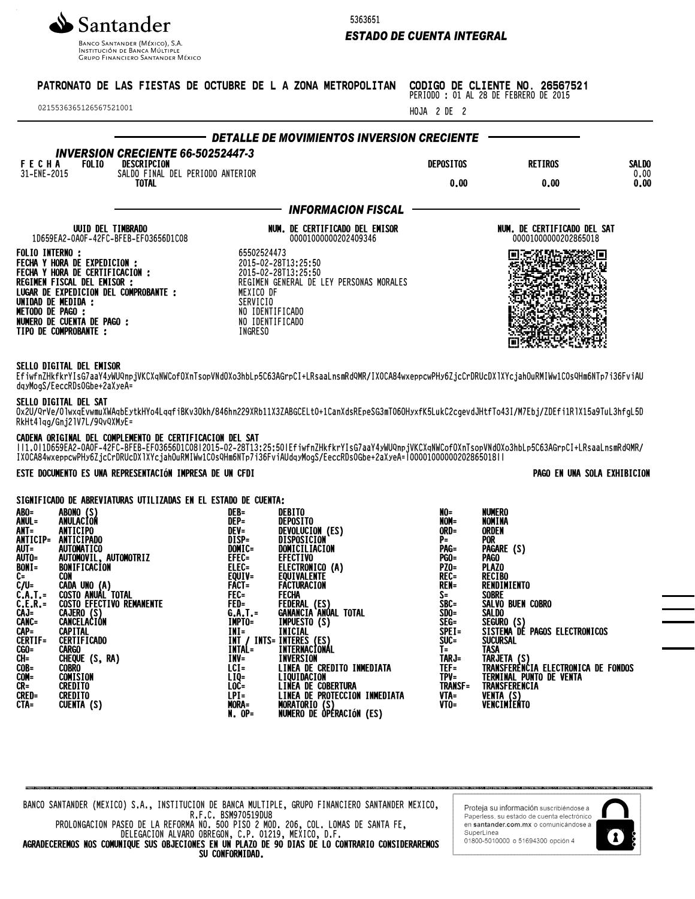**Santander**

Banco Santander (México), S.A.
Institución de Banca Múltiple
Grupo Financiero Santander México

5363651

***ESTADO DE CUENTA INTEGRAL***

**PATRONATO DE LAS FIESTAS DE OCTUBRE DE L A ZONA METROPOLITAN** **CODIGO DE CLIENTE NO. 26567521**
PERIODO : 01 AL 28 DE FEBRERO DE 2015

0215536365126567521001

HOJA 2 DE 2

## *DETALLE DE MOVIMIENTOS INVERSION CRECIENTE*

### *INVERSION CRECIENTE 66-50252447-3*

| FECHA | FOLIO | DESCRIPCION | DEPOSITOS | RETIROS | SALDO |
|---|---|---|---|---|---|
| 31-ENE-2015 | | SALDO FINAL DEL PERIODO ANTERIOR | | | 0.00 |
| | | **TOTAL** | **0.00** | **0.00** | **0.00** |

## *INFORMACION FISCAL*

| UUID DEL TIMBRADO | NUM. DE CERTIFICADO DEL EMISOR | NUM. DE CERTIFICADO DEL SAT |
|---|---|---|
| 1D659EA2-0A0F-42FC-BFEB-EF03656D1C08 | 00001000000202409346 | 00001000000202865018 |

**FOLIO INTERNO :** 65502524473
**FECHA Y HORA DE EXPEDICION :** 2015-02-28T13:25:50
**FECHA Y HORA DE CERTIFICACION :** 2015-02-28T13:25:50
**REGIMEN FISCAL DEL EMISOR :** REGIMEN GENERAL DE LEY PERSONAS MORALES
**LUGAR DE EXPEDICION DEL COMPROBANTE :** MEXICO DF
**UNIDAD DE MEDIDA :** SERVICIO
**METODO DE PAGO :** NO IDENTIFICADO
**NUMERO DE CUENTA DE PAGO :** NO IDENTIFICADO
**TIPO DE COMPROBANTE :** INGRESO

**SELLO DIGITAL DEL EMISOR**
EfiwfnZHkfkrYIsG7aaY4yWUQnpjVKCXqNWCofOXnTsopVNdOXo3hbLp5C63AGrpCI+LRsaaLnsmRdQMR/IXOCA84wxeppcwPHy6ZjcCrDRUcDX1XYcjahOuRMIWw1COsQHm6NTp7i36FviAUdqyMogS/EeccRDsOGbe+2aXyeA=

**SELLO DIGITAL DEL SAT**
Ox2U/QrVe/OlwxqEvwmuXWAqbEytkHYo4LqqfiBKv3Okh/846hn229XRb11X3ZABGCELtO+1CanXdsREpeSG3mTO6OHyxfK5LukC2cgevdJHtfTo43I/M7Ebj/ZDEfi1RlX15a9TuL3hfgL5DRkHt4lqg/Gnj21V7L/9QvQXMyE=

**CADENA ORIGINAL DEL COMPLEMENTO DE CERTIFICACION DEL SAT**
||1.0|1D659EA2-0A0F-42FC-BFEB-EF03656D1C08|2015-02-28T13:25:50|EfiwfnZHkfkrYIsG7aaY4yWUQnpjVKCXqNWCofOXnTsopVNdOXo3hbLp5C63AGrpCI+LRsaaLnsmRdQMR/IXOCA84wxeppcwPHy6ZjcCrDRUcDX1XYcjahOuRMIWw1COsQHm6NTp7i36FviAUdqyMogS/EeccRDsOGbe+2aXyeA=|00001000000202865018||

**ESTE DOCUMENTO ES UNA REPRESENTACIÓN IMPRESA DE UN CFDI** **PAGO EN UNA SOLA EXHIBICION**

**SIGNIFICADO DE ABREVIATURAS UTILIZADAS EN EL ESTADO DE CUENTA:**

| | | | | | |
|---|---|---|---|---|---|
| ABO= | ABONO (S) | DEB= | DEBITO | NO= | NUMERO |
| ANUL= | ANULACIÓN | DEP= | DEPOSITO | NOM= | NOMINA |
| ANT= | ANTICIPO | DEV= | DEVOLUCION (ES) | ORD= | ORDEN |
| ANTICIP= | ANTICIPADO | DISP= | DISPOSICION | P= | POR |
| AUT= | AUTOMATICO | DOMIC= | DOMICILIACION | PAG= | PAGARE (S) |
| AUTO= | AUTOMOVIL, AUTOMOTRIZ | EFEC= | EFECTIVO | PGO= | PAGO |
| BONI= | BONIFICACIÓN | ELEC= | ELECTRONICO (A) | PZO= | PLAZO |
| C= | CON | EQUIV= | EQUIVALENTE | REC= | RECIBO |
| C/U= | CADA UNO (A) | FACT= | FACTURACION | REN= | RENDIMIENTO |
| C.A.T.= | COSTO ANUAL TOTAL | FEC= | FECHA | S= | SOBRE |
| C.E.R.= | COSTO EFECTIVO REMANENTE | FED= | FEDERAL (ES) | SBC= | SALVO BUEN COBRO |
| CAJ= | CAJERO (S) | G.A.T.= | GANANCIA ANUAL TOTAL | SDO= | SALDO |
| CANC= | CANCELACIÓN | IMPTO= | IMPUESTO (S) | SEG= | SEGURO (S) |
| CAP= | CAPITAL | INI= | INICIAL | SPEI= | SISTEMA DE PAGOS ELECTRONICOS |
| CERTIF= | CERTIFICADO | INT / INTS= | INTERES (ES) | SUC= | SUCURSAL |
| CGO= | CARGO | INTAL= | INTERNACIONAL | T= | TASA |
| CH= | CHEQUE (S, RA) | INV= | INVERSION | TARJ= | TARJETA (S) |
| COB= | COBRO | LCI= | LINEA DE CREDITO INMEDIATA | TEF= | TRANSFERENCIA ELECTRONICA DE FONDOS |
| COM= | COMISION | LIQ= | LIQUIDACION | TPV= | TERMINAL PUNTO DE VENTA |
| CR= | CREDITO | LOC= | LINEA DE COBERTURA | TRANSF= | TRANSFERENCIA |
| CRED= | CREDITO | LPI= | LINEA DE PROTECCION INMEDIATA | VTA= | VENTA (S) |
| CTA= | CUENTA (S) | MORA= | MORATORIO (S) | VTO= | VENCIMIENTO |
| | | N. OP= | NUMERO DE OPERACIÓN (ES) | | |

BANCO SANTANDER (MEXICO) S.A., INSTITUCION DE BANCA MULTIPLE, GRUPO FINANCIERO SANTANDER MEXICO,
R.F.C. BSM970519DU8
PROLONGACION PASEO DE LA REFORMA NO. 500 PISO 2 MOD. 206, COL. LOMAS DE SANTA FE,
DELEGACION ALVARO OBREGON, C.P. 01219, MEXICO, D.F.
**AGRADECEREMOS NOS COMUNIQUE SUS OBJECIONES EN UN PLAZO DE 90 DIAS DE LO CONTRARIO CONSIDERAREMOS SU CONFORMIDAD.**

Proteja su información suscribiéndose a Paperless, su estado de cuenta electrónico en **santander.com.mx** o comunicándose a SuperLínea 01800-5010000 o 51694300 opción 4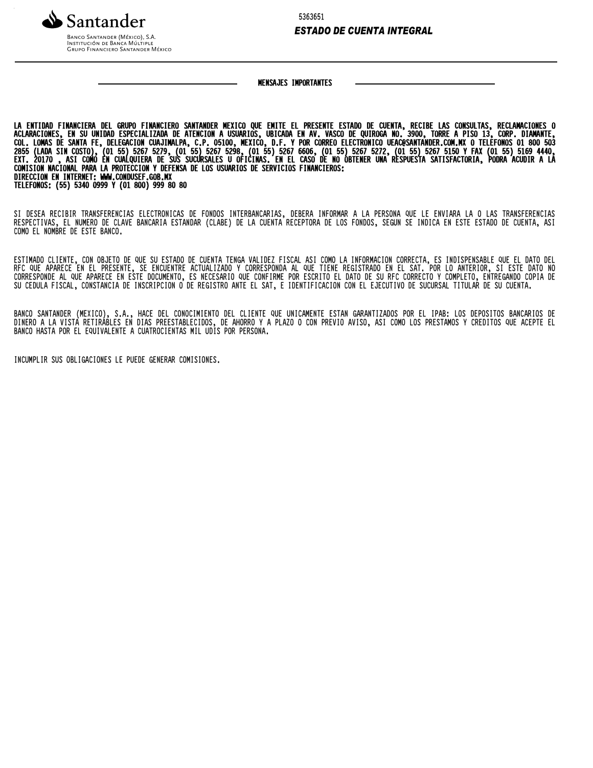Santander

Banco Santander (México), S.A.
Institución de Banca Múltiple
Grupo Financiero Santander México

5363651

***ESTADO DE CUENTA INTEGRAL***

## MENSAJES IMPORTANTES

**LA ENTIDAD FINANCIERA DEL GRUPO FINANCIERO SANTANDER MEXICO QUE EMITE EL PRESENTE ESTADO DE CUENTA, RECIBE LAS CONSULTAS, RECLAMACIONES O ACLARACIONES, EN SU UNIDAD ESPECIALIZADA DE ATENCION A USUARIOS, UBICADA EN AV. VASCO DE QUIROGA NO. 3900, TORRE A PISO 13, CORP. DIAMANTE, COL. LOMAS DE SANTA FE, DELEGACION CUAJIMALPA, C.P. 05100, MEXICO, D.F. Y POR CORREO ELECTRONICO UEAC@SANTANDER.COM.MX O TELEFONOS 01 800 503 2855 (LADA SIN COSTO), (01 55) 5267 5279, (01 55) 5267 5298, (01 55) 5267 6606, (01 55) 5267 5272, (01 55) 5267 5150 Y FAX (01 55) 5169 4440, EXT. 20170 , ASI COMO EN CUALQUIERA DE SUS SUCURSALES U OFICINAS. EN EL CASO DE NO OBTENER UNA RESPUESTA SATISFACTORIA, PODRA ACUDIR A LA COMISION NACIONAL PARA LA PROTECCION Y DEFENSA DE LOS USUARIOS DE SERVICIOS FINANCIEROS:**
**DIRECCION EN INTERNET: WWW.CONDUSEF.GOB.MX**
**TELEFONOS: (55) 5340 0999 Y (01 800) 999 80 80**

SI DESEA RECIBIR TRANSFERENCIAS ELECTRONICAS DE FONDOS INTERBANCARIAS, DEBERA INFORMAR A LA PERSONA QUE LE ENVIARA LA O LAS TRANSFERENCIAS RESPECTIVAS, EL NUMERO DE CLAVE BANCARIA ESTANDAR (CLABE) DE LA CUENTA RECEPTORA DE LOS FONDOS, SEGUN SE INDICA EN ESTE ESTADO DE CUENTA, ASI COMO EL NOMBRE DE ESTE BANCO.

ESTIMADO CLIENTE, CON OBJETO DE QUE SU ESTADO DE CUENTA TENGA VALIDEZ FISCAL ASI COMO LA INFORMACION CORRECTA, ES INDISPENSABLE QUE EL DATO DEL RFC QUE APARECE EN EL PRESENTE, SE ENCUENTRE ACTUALIZADO Y CORRESPONDA AL QUE TIENE REGISTRADO EN EL SAT. POR LO ANTERIOR, SI ESTE DATO NO CORRESPONDE AL QUE APARECE EN ESTE DOCUMENTO, ES NECESARIO QUE CONFIRME POR ESCRITO EL DATO DE SU RFC CORRECTO Y COMPLETO, ENTREGANDO COPIA DE SU CEDULA FISCAL, CONSTANCIA DE INSCRIPCION O DE REGISTRO ANTE EL SAT, E IDENTIFICACION CON EL EJECUTIVO DE SUCURSAL TITULAR DE SU CUENTA.

BANCO SANTANDER (MEXICO), S.A., HACE DEL CONOCIMIENTO DEL CLIENTE QUE UNICAMENTE ESTAN GARANTIZADOS POR EL IPAB: LOS DEPOSITOS BANCARIOS DE DINERO A LA VISTA RETIRABLES EN DIAS PREESTABLECIDOS, DE AHORRO Y A PLAZO O CON PREVIO AVISO, ASI COMO LOS PRESTAMOS Y CREDITOS QUE ACEPTE EL BANCO HASTA POR EL EQUIVALENTE A CUATROCIENTAS MIL UDIS POR PERSONA.

INCUMPLIR SUS OBLIGACIONES LE PUEDE GENERAR COMISIONES.